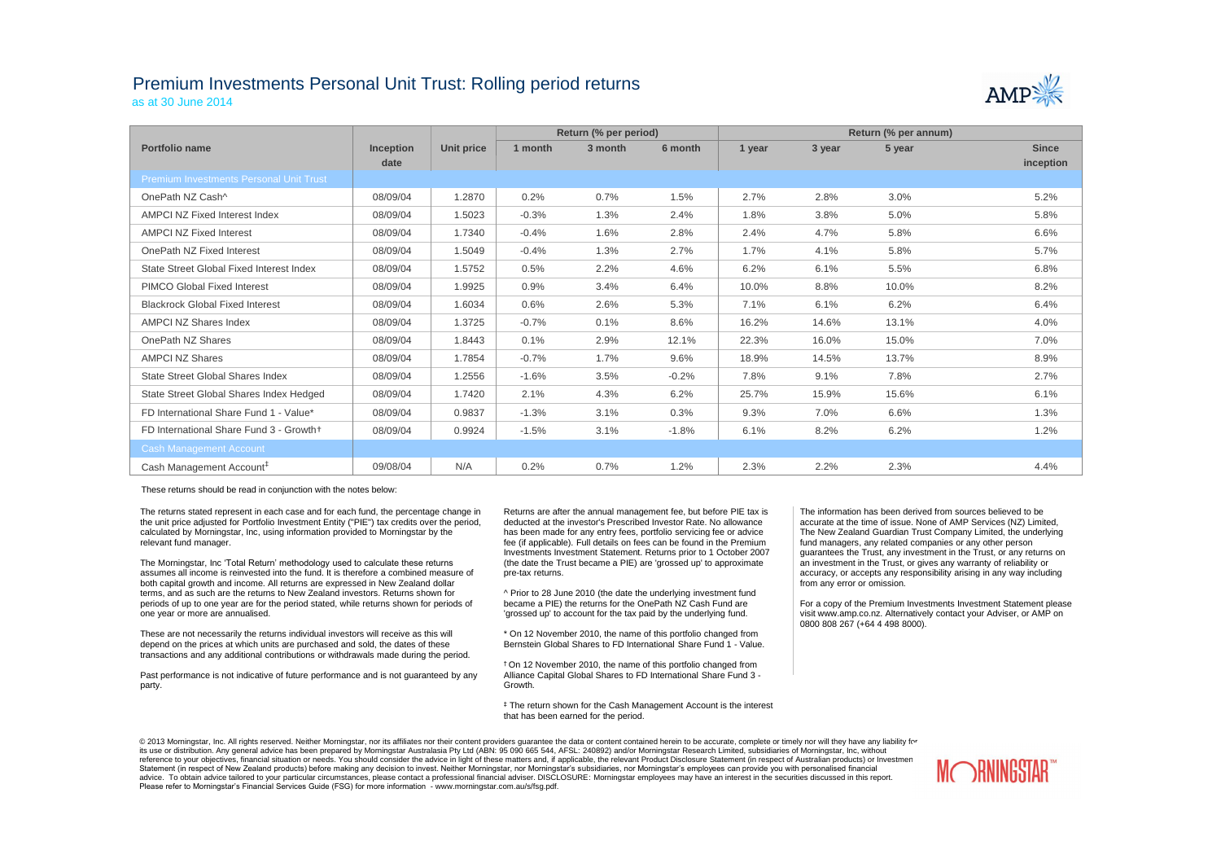# Premium Investments Personal Unit Trust: Rolling period returns

as at 30 June 2014

| Portfolio name | Inception date | Unit price | Return (% per period) | | | Return (% per annum) | | | |
|---|---|---|---|---|---|---|---|---|---|
| | | | 1 month | 3 month | 6 month | 1 year | 3 year | 5 year | Since inception |
| **Premium Investments Personal Unit Trust** | | | | | | | | | |
| OnePath NZ Cash^ | 08/09/04 | 1.2870 | 0.2% | 0.7% | 1.5% | 2.7% | 2.8% | 3.0% | 5.2% |
| AMPCI NZ Fixed Interest Index | 08/09/04 | 1.5023 | -0.3% | 1.3% | 2.4% | 1.8% | 3.8% | 5.0% | 5.8% |
| AMPCI NZ Fixed Interest | 08/09/04 | 1.7340 | -0.4% | 1.6% | 2.8% | 2.4% | 4.7% | 5.8% | 6.6% |
| OnePath NZ Fixed Interest | 08/09/04 | 1.5049 | -0.4% | 1.3% | 2.7% | 1.7% | 4.1% | 5.8% | 5.7% |
| State Street Global Fixed Interest Index | 08/09/04 | 1.5752 | 0.5% | 2.2% | 4.6% | 6.2% | 6.1% | 5.5% | 6.8% |
| PIMCO Global Fixed Interest | 08/09/04 | 1.9925 | 0.9% | 3.4% | 6.4% | 10.0% | 8.8% | 10.0% | 8.2% |
| Blackrock Global Fixed Interest | 08/09/04 | 1.6034 | 0.6% | 2.6% | 5.3% | 7.1% | 6.1% | 6.2% | 6.4% |
| AMPCI NZ Shares Index | 08/09/04 | 1.3725 | -0.7% | 0.1% | 8.6% | 16.2% | 14.6% | 13.1% | 4.0% |
| OnePath NZ Shares | 08/09/04 | 1.8443 | 0.1% | 2.9% | 12.1% | 22.3% | 16.0% | 15.0% | 7.0% |
| AMPCI NZ Shares | 08/09/04 | 1.7854 | -0.7% | 1.7% | 9.6% | 18.9% | 14.5% | 13.7% | 8.9% |
| State Street Global Shares Index | 08/09/04 | 1.2556 | -1.6% | 3.5% | -0.2% | 7.8% | 9.1% | 7.8% | 2.7% |
| State Street Global Shares Index Hedged | 08/09/04 | 1.7420 | 2.1% | 4.3% | 6.2% | 25.7% | 15.9% | 15.6% | 6.1% |
| FD International Share Fund 1 - Value* | 08/09/04 | 0.9837 | -1.3% | 3.1% | 0.3% | 9.3% | 7.0% | 6.6% | 1.3% |
| FD International Share Fund 3 - Growth† | 08/09/04 | 0.9924 | -1.5% | 3.1% | -1.8% | 6.1% | 8.2% | 6.2% | 1.2% |
| **Cash Management Account** | | | | | | | | | |
| Cash Management Account‡ | 09/08/04 | N/A | 0.2% | 0.7% | 1.2% | 2.3% | 2.2% | 2.3% | 4.4% |

These returns should be read in conjunction with the notes below:

The returns stated represent in each case and for each fund, the percentage change in the unit price adjusted for Portfolio Investment Entity ("PIE") tax credits over the period, calculated by Morningstar, Inc, using information provided to Morningstar by the relevant fund manager.

The Morningstar, Inc 'Total Return' methodology used to calculate these returns assumes all income is reinvested into the fund. It is therefore a combined measure of both capital growth and income. All returns are expressed in New Zealand dollar terms, and as such are the returns to New Zealand investors. Returns shown for periods of up to one year are for the period stated, while returns shown for periods of one year or more are annualised.

These are not necessarily the returns individual investors will receive as this will depend on the prices at which units are purchased and sold, the dates of these transactions and any additional contributions or withdrawals made during the period.

Past performance is not indicative of future performance and is not guaranteed by any party.

Returns are after the annual management fee, but before PIE tax is deducted at the investor's Prescribed Investor Rate. No allowance has been made for any entry fees, portfolio servicing fee or advice fee (if applicable). Full details on fees can be found in the Premium Investments Investment Statement. Returns prior to 1 October 2007 (the date the Trust became a PIE) are 'grossed up' to approximate pre-tax returns.

^ Prior to 28 June 2010 (the date the underlying investment fund became a PIE) the returns for the OnePath NZ Cash Fund are 'grossed up' to account for the tax paid by the underlying fund.

\* On 12 November 2010, the name of this portfolio changed from Bernstein Global Shares to FD International Share Fund 1 - Value.

† On 12 November 2010, the name of this portfolio changed from Alliance Capital Global Shares to FD International Share Fund 3 - Growth.

‡ The return shown for the Cash Management Account is the interest that has been earned for the period.

The information has been derived from sources believed to be accurate at the time of issue. None of AMP Services (NZ) Limited, The New Zealand Guardian Trust Company Limited, the underlying fund managers, any related companies or any other person guarantees the Trust, any investment in the Trust, or any returns on an investment in the Trust, or gives any warranty of reliability or accuracy, or accepts any responsibility arising in any way including from any error or omission.

For a copy of the Premium Investments Investment Statement please visit www.amp.co.nz. Alternatively contact your Adviser, or AMP on 0800 808 267 (+64 4 498 8000).

© 2013 Morningstar, Inc. All rights reserved. Neither Morningstar, nor its affiliates nor their content providers guarantee the data or content contained herein to be accurate, complete or timely nor will they have any liability for its use or distribution. Any general advice has been prepared by Morningstar Australasia Pty Ltd (ABN: 95 090 665 544, AFSL: 240892) and/or Morningstar Research Limited, subsidiaries of Morningstar, Inc, without reference to your objectives, financial situation or needs. You should consider the advice in light of these matters and, if applicable, the relevant Product Disclosure Statement (in respect of Australian products) or Investment Statement (in respect of New Zealand products) before making any decision to invest. Neither Morningstar, nor Morningstar's subsidiaries, nor Morningstar's employees can provide you with personalised financial advice. To obtain advice tailored to your particular circumstances, please contact a professional financial adviser. DISCLOSURE: Morningstar employees may have an interest in the securities discussed in this report. Please refer to Morningstar's Financial Services Guide (FSG) for more information - www.morningstar.com.au/s/fsg.pdf.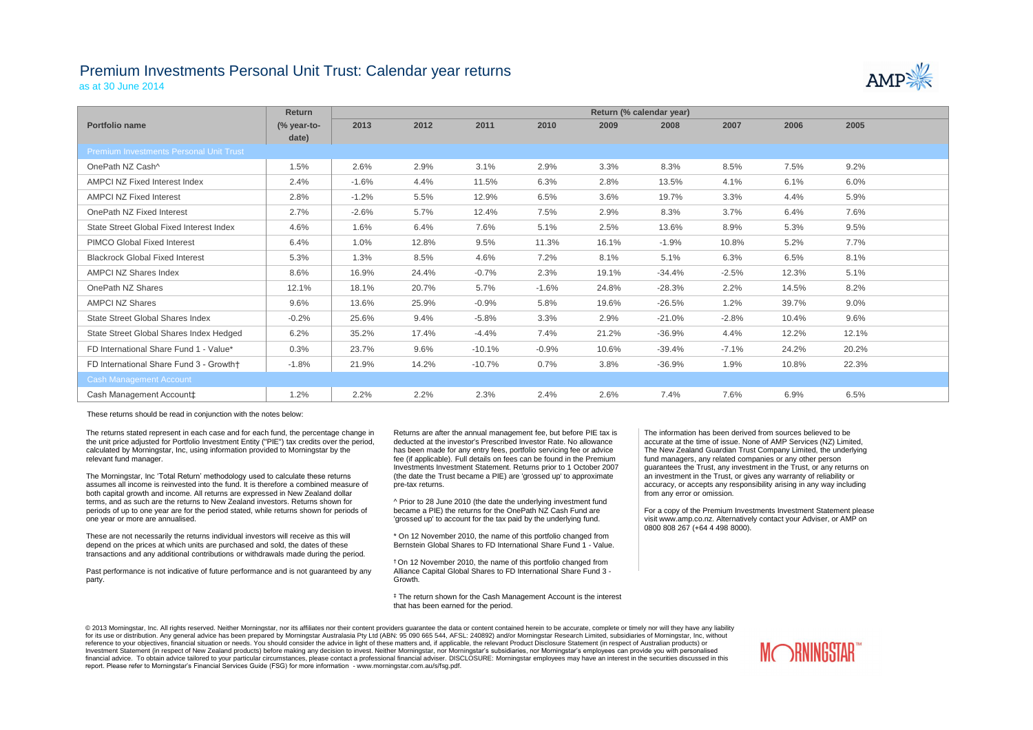# Premium Investments Personal Unit Trust: Calendar year returns

as at 30 June 2014

| Portfolio name | Return (% year-to-date) | Return (% calendar year) | | | | | | | | |
|---|---|---|---|---|---|---|---|---|---|---|
| | | 2013 | 2012 | 2011 | 2010 | 2009 | 2008 | 2007 | 2006 | 2005 |
| **Premium Investments Personal Unit Trust** | | | | | | | | | | |
| OnePath NZ Cash^ | 1.5% | 2.6% | 2.9% | 3.1% | 2.9% | 3.3% | 8.3% | 8.5% | 7.5% | 9.2% |
| AMPCI NZ Fixed Interest Index | 2.4% | -1.6% | 4.4% | 11.5% | 6.3% | 2.8% | 13.5% | 4.1% | 6.1% | 6.0% |
| AMPCI NZ Fixed Interest | 2.8% | -1.2% | 5.5% | 12.9% | 6.5% | 3.6% | 19.7% | 3.3% | 4.4% | 5.9% |
| OnePath NZ Fixed Interest | 2.7% | -2.6% | 5.7% | 12.4% | 7.5% | 2.9% | 8.3% | 3.7% | 6.4% | 7.6% |
| State Street Global Fixed Interest Index | 4.6% | 1.6% | 6.4% | 7.6% | 5.1% | 2.5% | 13.6% | 8.9% | 5.3% | 9.5% |
| PIMCO Global Fixed Interest | 6.4% | 1.0% | 12.8% | 9.5% | 11.3% | 16.1% | -1.9% | 10.8% | 5.2% | 7.7% |
| Blackrock Global Fixed Interest | 5.3% | 1.3% | 8.5% | 4.6% | 7.2% | 8.1% | 5.1% | 6.3% | 6.5% | 8.1% |
| AMPCI NZ Shares Index | 8.6% | 16.9% | 24.4% | -0.7% | 2.3% | 19.1% | -34.4% | -2.5% | 12.3% | 5.1% |
| OnePath NZ Shares | 12.1% | 18.1% | 20.7% | 5.7% | -1.6% | 24.8% | -28.3% | 2.2% | 14.5% | 8.2% |
| AMPCI NZ Shares | 9.6% | 13.6% | 25.9% | -0.9% | 5.8% | 19.6% | -26.5% | 1.2% | 39.7% | 9.0% |
| State Street Global Shares Index | -0.2% | 25.6% | 9.4% | -5.8% | 3.3% | 2.9% | -21.0% | -2.8% | 10.4% | 9.6% |
| State Street Global Shares Index Hedged | 6.2% | 35.2% | 17.4% | -4.4% | 7.4% | 21.2% | -36.9% | 4.4% | 12.2% | 12.1% |
| FD International Share Fund 1 - Value* | 0.3% | 23.7% | 9.6% | -10.1% | -0.9% | 10.6% | -39.4% | -7.1% | 24.2% | 20.2% |
| FD International Share Fund 3 - Growth† | -1.8% | 21.9% | 14.2% | -10.7% | 0.7% | 3.8% | -36.9% | 1.9% | 10.8% | 22.3% |
| **Cash Management Account** | | | | | | | | | | |
| Cash Management Account‡ | 1.2% | 2.2% | 2.2% | 2.3% | 2.4% | 2.6% | 7.4% | 7.6% | 6.9% | 6.5% |

These returns should be read in conjunction with the notes below:

The returns stated represent in each case and for each fund, the percentage change in the unit price adjusted for Portfolio Investment Entity ("PIE") tax credits over the period, calculated by Morningstar, Inc, using information provided to Morningstar by the relevant fund manager.

The Morningstar, Inc 'Total Return' methodology used to calculate these returns assumes all income is reinvested into the fund. It is therefore a combined measure of both capital growth and income. All returns are expressed in New Zealand dollar terms, and as such are the returns to New Zealand investors. Returns shown for periods of up to one year are for the period stated, while returns shown for periods of one year or more are annualised.

These are not necessarily the returns individual investors will receive as this will depend on the prices at which units are purchased and sold, the dates of these transactions and any additional contributions or withdrawals made during the period.

Past performance is not indicative of future performance and is not guaranteed by any party.

Returns are after the annual management fee, but before PIE tax is deducted at the investor's Prescribed Investor Rate. No allowance has been made for any entry fees, portfolio servicing fee or advice fee (if applicable). Full details on fees can be found in the Premium Investments Investment Statement. Returns prior to 1 October 2007 (the date the Trust became a PIE) are 'grossed up' to approximate pre-tax returns.

^ Prior to 28 June 2010 (the date the underlying investment fund became a PIE) the returns for the OnePath NZ Cash Fund are 'grossed up' to account for the tax paid by the underlying fund.

* On 12 November 2010, the name of this portfolio changed from Bernstein Global Shares to FD International Share Fund 1 - Value.

† On 12 November 2010, the name of this portfolio changed from Alliance Capital Global Shares to FD International Share Fund 3 - Growth.

‡ The return shown for the Cash Management Account is the interest that has been earned for the period.

The information has been derived from sources believed to be accurate at the time of issue. None of AMP Services (NZ) Limited, The New Zealand Guardian Trust Company Limited, the underlying fund managers, any related companies or any other person guarantees the Trust, any investment in the Trust, or any returns on an investment in the Trust, or gives any warranty of reliability or accuracy, or accepts any responsibility arising in any way including from any error or omission.

For a copy of the Premium Investments Investment Statement please visit www.amp.co.nz. Alternatively contact your Adviser, or AMP on 0800 808 267 (+64 4 498 8000).

© 2013 Morningstar, Inc. All rights reserved. Neither Morningstar, nor its affiliates nor their content providers guarantee the data or content contained herein to be accurate, complete or timely nor will they have any liability for its use or distribution. Any general advice has been prepared by Morningstar Australasia Pty Ltd (ABN: 95 090 665 544, AFSL: 240892) and/or Morningstar Research Limited, subsidiaries of Morningstar, Inc, without reference to your objectives, financial situation or needs. You should consider the advice in light of these matters and, if applicable, the relevant Product Disclosure Statement (in respect of Australian products) or Investment Statement (in respect of New Zealand products) before making any decision to invest. Neither Morningstar, nor Morningstar's subsidiaries, nor Morningstar's employees can provide you with personalised financial advice. To obtain advice tailored to your particular circumstances, please contact a professional financial adviser. DISCLOSURE: Morningstar employees may have an interest in the securities discussed in this report. Please refer to Morningstar's Financial Services Guide (FSG) for more information - www.morningstar.com.au/s/fsg.pdf.